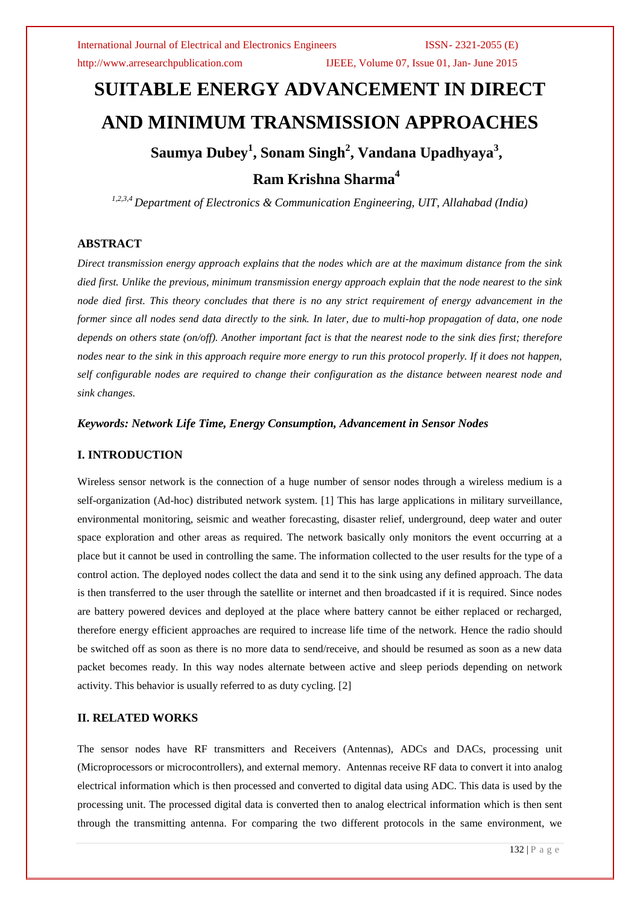# SUITABLE ENERGY ADVANCEMENT IN DIRECT AND MINIMUM TRANSMISSION APPROACHES

**Saumya Dubey[1], Sonam Singh[2], Vandana Upadhyaya[3], Ram Krishna Sharma[4]**

*[1,2,3,4] Department of Electronics & Communication Engineering, UIT, Allahabad (India)*

## ABSTRACT

*Direct transmission energy approach explains that the nodes which are at the maximum distance from the sink died first. Unlike the previous, minimum transmission energy approach explain that the node nearest to the sink node died first. This theory concludes that there is no any strict requirement of energy advancement in the former since all nodes send data directly to the sink. In later, due to multi-hop propagation of data, one node depends on others state (on/off). Another important fact is that the nearest node to the sink dies first; therefore nodes near to the sink in this approach require more energy to run this protocol properly. If it does not happen, self configurable nodes are required to change their configuration as the distance between nearest node and sink changes.*

***Keywords: Network Life Time, Energy Consumption, Advancement in Sensor Nodes***

## I. INTRODUCTION

Wireless sensor network is the connection of a huge number of sensor nodes through a wireless medium is a self-organization (Ad-hoc) distributed network system. [1] This has large applications in military surveillance, environmental monitoring, seismic and weather forecasting, disaster relief, underground, deep water and outer space exploration and other areas as required. The network basically only monitors the event occurring at a place but it cannot be used in controlling the same. The information collected to the user results for the type of a control action. The deployed nodes collect the data and send it to the sink using any defined approach. The data is then transferred to the user through the satellite or internet and then broadcasted if it is required. Since nodes are battery powered devices and deployed at the place where battery cannot be either replaced or recharged, therefore energy efficient approaches are required to increase life time of the network. Hence the radio should be switched off as soon as there is no more data to send/receive, and should be resumed as soon as a new data packet becomes ready. In this way nodes alternate between active and sleep periods depending on network activity. This behavior is usually referred to as duty cycling. [2]

## II. RELATED WORKS

The sensor nodes have RF transmitters and Receivers (Antennas), ADCs and DACs, processing unit (Microprocessors or microcontrollers), and external memory. Antennas receive RF data to convert it into analog electrical information which is then processed and converted to digital data using ADC. This data is used by the processing unit. The processed digital data is converted then to analog electrical information which is then sent through the transmitting antenna. For comparing the two different protocols in the same environment, we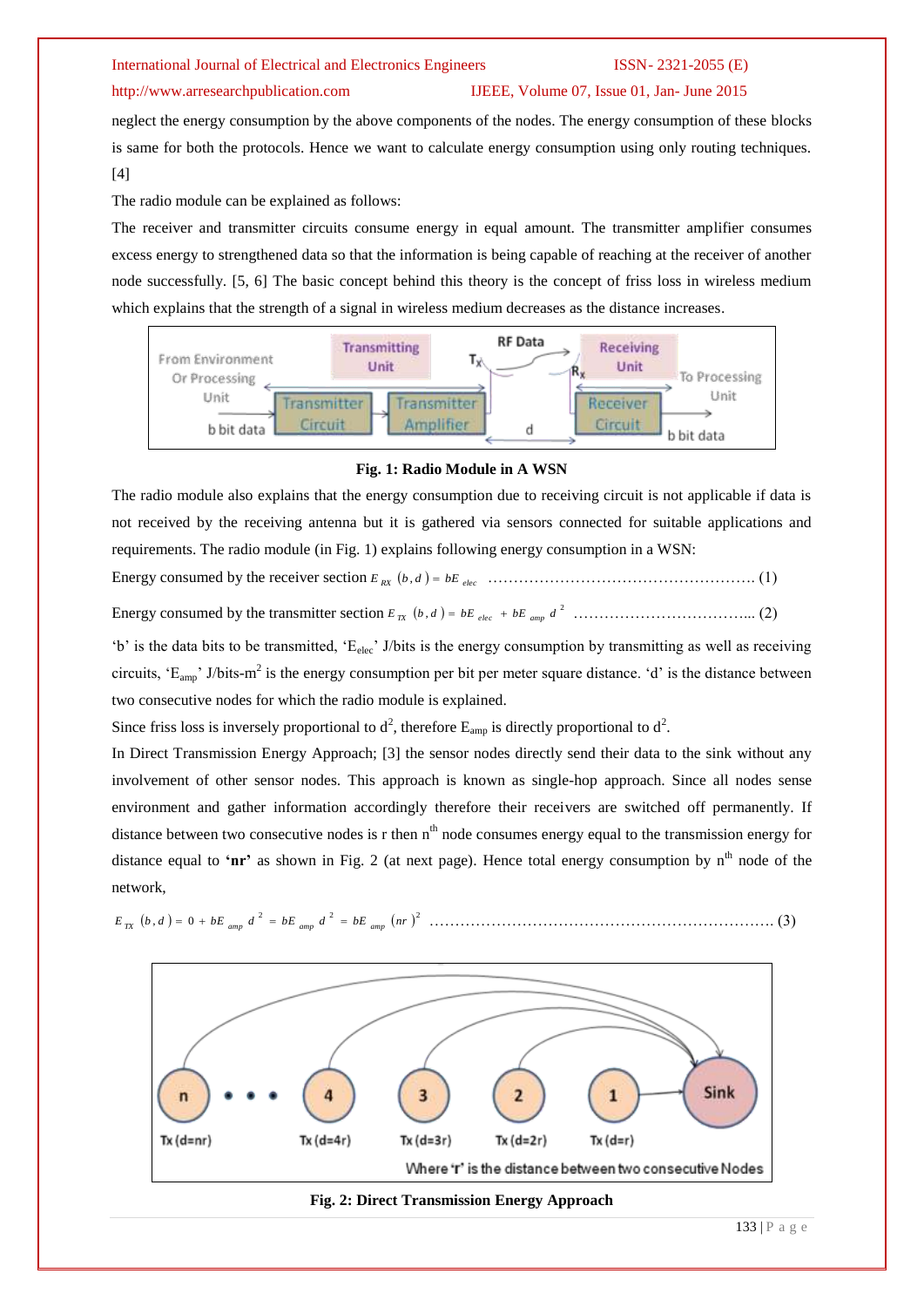neglect the energy consumption by the above components of the nodes. The energy consumption of these blocks is same for both the protocols. Hence we want to calculate energy consumption using only routing techniques. [4]

The radio module can be explained as follows:

The receiver and transmitter circuits consume energy in equal amount. The transmitter amplifier consumes excess energy to strengthened data so that the information is being capable of reaching at the receiver of another node successfully. [5, 6] The basic concept behind this theory is the concept of friss loss in wireless medium which explains that the strength of a signal in wireless medium decreases as the distance increases.

**Fig. 1: Radio Module in A WSN**

The radio module also explains that the energy consumption due to receiving circuit is not applicable if data is not received by the receiving antenna but it is gathered via sensors connected for suitable applications and requirements. The radio module (in Fig. 1) explains following energy consumption in a WSN:

Energy consumed by the receiver section $E_{RX}(b,d) = bE_{elec}$ ……………………………………………. (1)

Energy consumed by the transmitter section $E_{TX}(b,d) = bE_{elec} + bE_{amp}d^2$ ……………………………... (2)

'b' is the data bits to be transmitted, '$E_{elec}$' J/bits is the energy consumption by transmitting as well as receiving circuits, '$E_{amp}$' J/bits-m$^2$ is the energy consumption per bit per meter square distance. 'd' is the distance between two consecutive nodes for which the radio module is explained.

Since friss loss is inversely proportional to $d^2$, therefore $E_{amp}$ is directly proportional to $d^2$.

In Direct Transmission Energy Approach; [3] the sensor nodes directly send their data to the sink without any involvement of other sensor nodes. This approach is known as single-hop approach. Since all nodes sense environment and gather information accordingly therefore their receivers are switched off permanently. If distance between two consecutive nodes is r then n$^{th}$ node consumes energy equal to the transmission energy for distance equal to **'nr'** as shown in Fig. 2 (at next page). Hence total energy consumption by n$^{th}$ node of the network,

$$E_{TX}(b,d) = 0 + bE_{amp}d^2 = bE_{amp}d^2 = bE_{amp}(nr)^2 \quad \text{………………………………………………………… (3)}$$

**Fig. 2: Direct Transmission Energy Approach**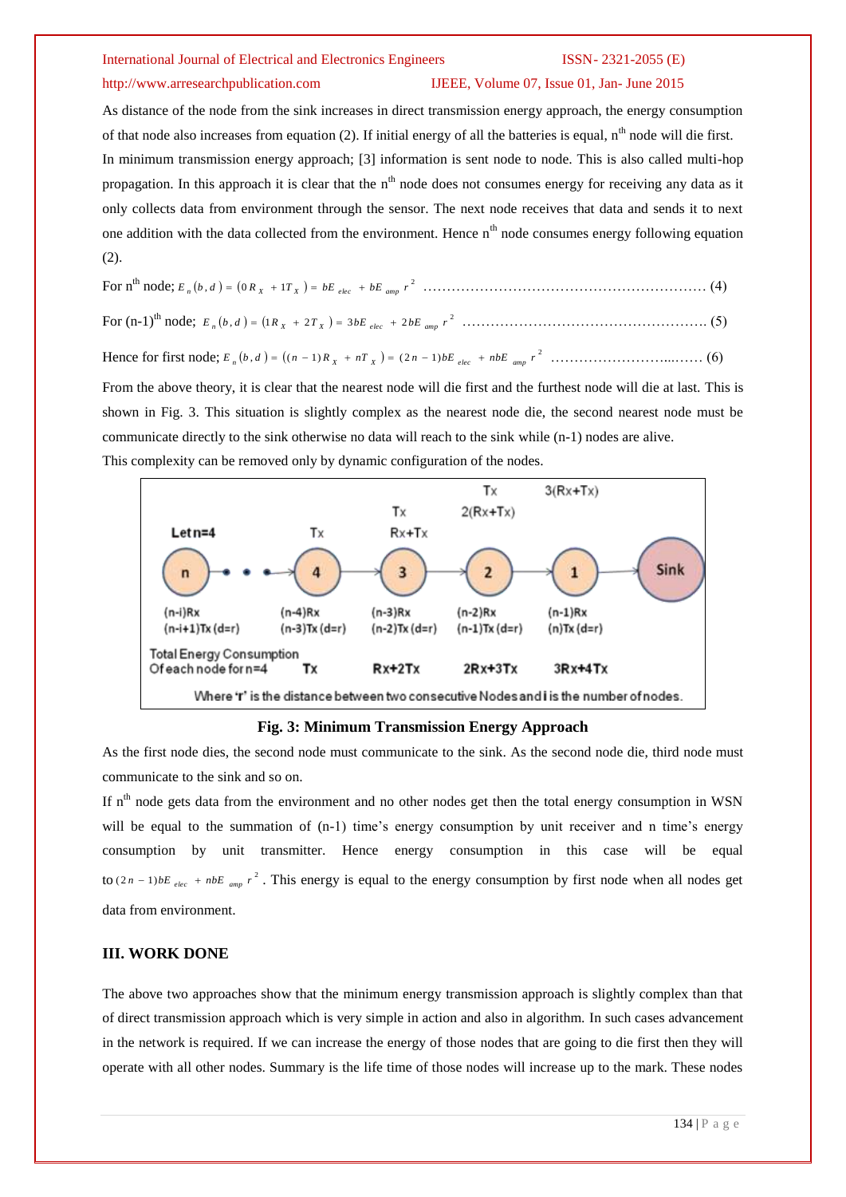As distance of the node from the sink increases in direct transmission energy approach, the energy consumption of that node also increases from equation (2). If initial energy of all the batteries is equal, $n^{th}$ node will die first. In minimum transmission energy approach; [3] information is sent node to node. This is also called multi-hop propagation. In this approach it is clear that the $n^{th}$ node does not consumes energy for receiving any data as it only collects data from environment through the sensor. The next node receives that data and sends it to next one addition with the data collected from the environment. Hence $n^{th}$ node consumes energy following equation (2).

For $n^{th}$ node; $E_n(b,d) = (0R_X + 1T_X) = bE_{elec} + bE_{amp}r^2$ ………………………………………………………… (4)

For $(n-1)^{th}$ node; $E_n(b,d) = (1R_X + 2T_X) = 3bE_{elec} + 2bE_{amp}r^2$ ……………………………………………… (5)

Hence for first node; $E_n(b,d) = ((n-1)R_X + nT_X) = (2n-1)bE_{elec} + nbE_{amp}r^2$ ……………………....…… (6)

From the above theory, it is clear that the nearest node will die first and the furthest node will die at last. This is shown in Fig. 3. This situation is slightly complex as the nearest node die, the second nearest node must be communicate directly to the sink otherwise no data will reach to the sink while (n-1) nodes are alive.

This complexity can be removed only by dynamic configuration of the nodes.

**Fig. 3: Minimum Transmission Energy Approach**

As the first node dies, the second node must communicate to the sink. As the second node die, third node must communicate to the sink and so on.

If $n^{th}$ node gets data from the environment and no other nodes get then the total energy consumption in WSN will be equal to the summation of (n-1) time's energy consumption by unit receiver and n time's energy consumption by unit transmitter. Hence energy consumption in this case will be equal to $(2n-1)bE_{elec} + nbE_{amp}r^2$. This energy is equal to the energy consumption by first node when all nodes get data from environment.

## III. WORK DONE

The above two approaches show that the minimum energy transmission approach is slightly complex than that of direct transmission approach which is very simple in action and also in algorithm. In such cases advancement in the network is required. If we can increase the energy of those nodes that are going to die first then they will operate with all other nodes. Summary is the life time of those nodes will increase up to the mark. These nodes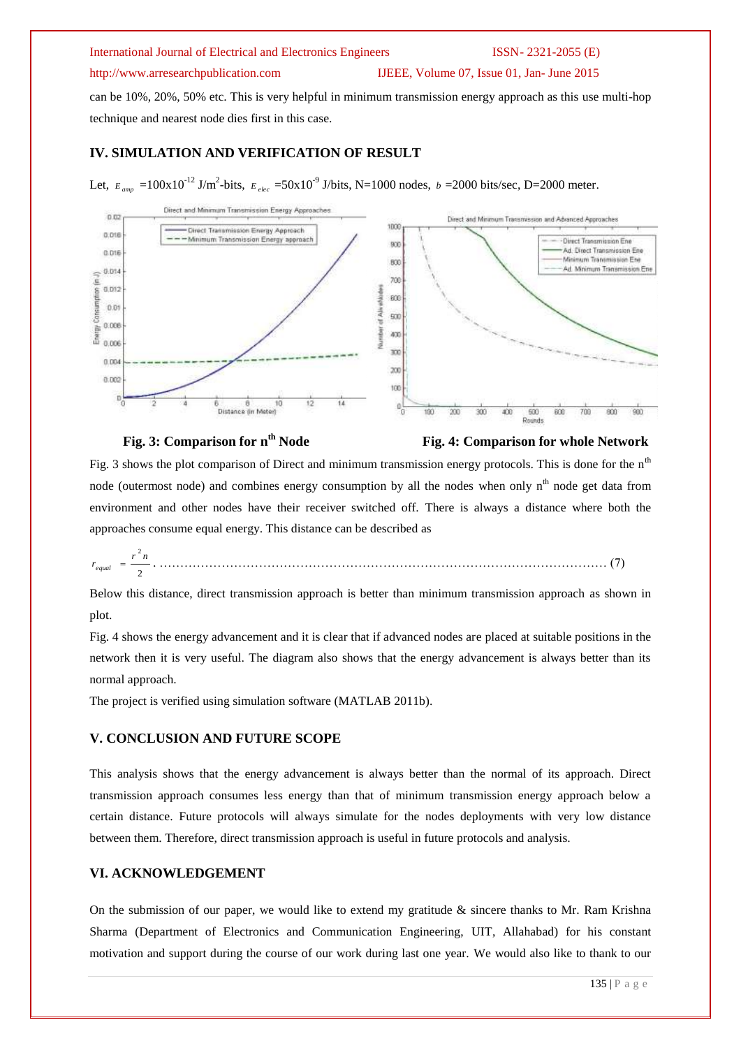can be 10%, 20%, 50% etc. This is very helpful in minimum transmission energy approach as this use multi-hop technique and nearest node dies first in this case.

## IV. SIMULATION AND VERIFICATION OF RESULT

Let, $E_{amp}$ =100x10$^{-12}$ J/m$^2$-bits, $E_{elec}$ =50x10$^{-9}$ J/bits, N=1000 nodes, $b$ =2000 bits/sec, D=2000 meter.

**Fig. 3: Comparison for n$^{th}$ Node** **Fig. 4: Comparison for whole Network**

Fig. 3 shows the plot comparison of Direct and minimum transmission energy protocols. This is done for the n$^{th}$ node (outermost node) and combines energy consumption by all the nodes when only n$^{th}$ node get data from environment and other nodes have their receiver switched off. There is always a distance where both the approaches consume equal energy. This distance can be described as

$$r_{equal} = \frac{r^2 n}{2} \quad \text{.......... (7)}$$

Below this distance, direct transmission approach is better than minimum transmission approach as shown in plot.

Fig. 4 shows the energy advancement and it is clear that if advanced nodes are placed at suitable positions in the network then it is very useful. The diagram also shows that the energy advancement is always better than its normal approach.

The project is verified using simulation software (MATLAB 2011b).

## V. CONCLUSION AND FUTURE SCOPE

This analysis shows that the energy advancement is always better than the normal of its approach. Direct transmission approach consumes less energy than that of minimum transmission energy approach below a certain distance. Future protocols will always simulate for the nodes deployments with very low distance between them. Therefore, direct transmission approach is useful in future protocols and analysis.

## VI. ACKNOWLEDGEMENT

On the submission of our paper, we would like to extend my gratitude & sincere thanks to Mr. Ram Krishna Sharma (Department of Electronics and Communication Engineering, UIT, Allahabad) for his constant motivation and support during the course of our work during last one year. We would also like to thank to our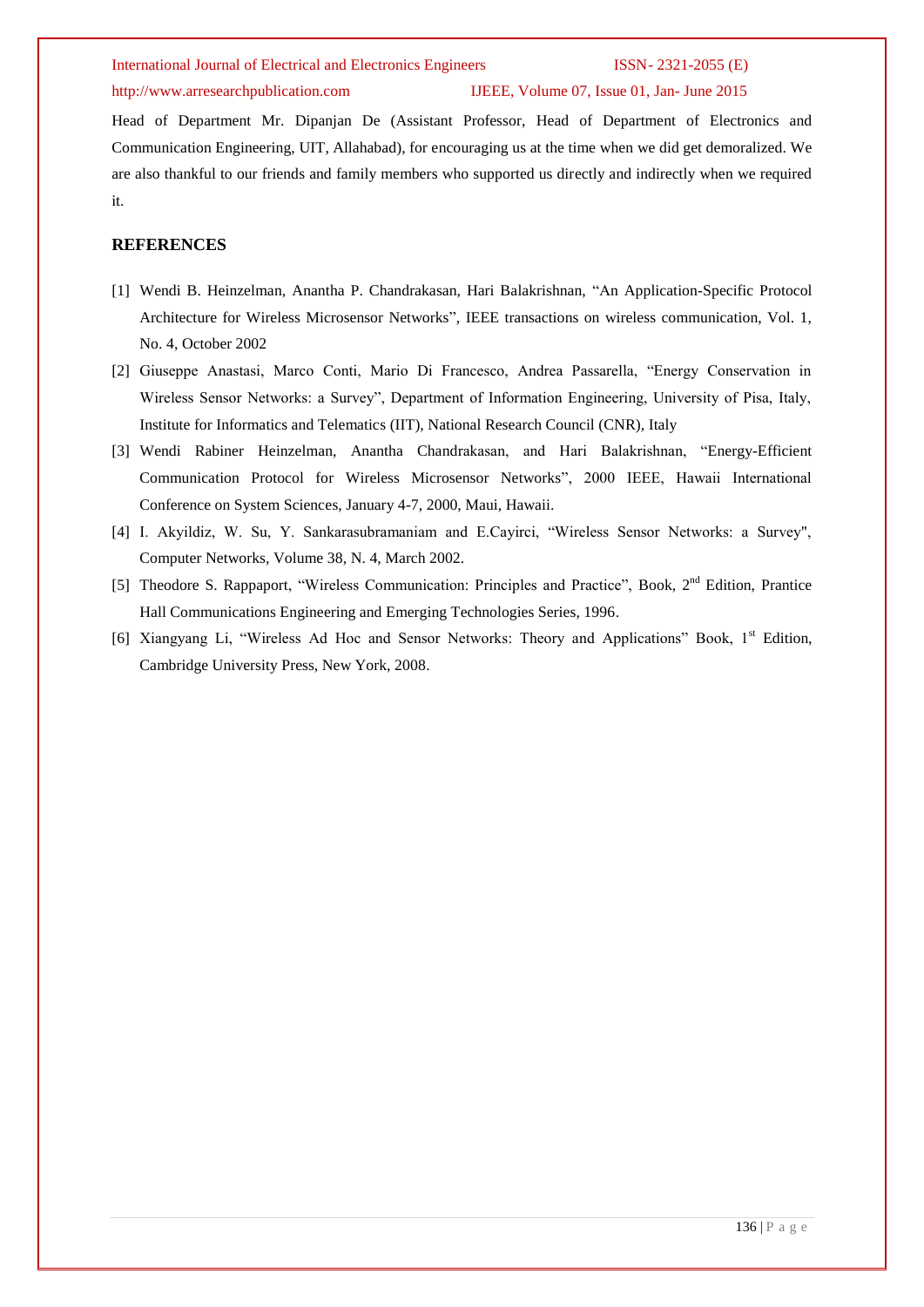Head of Department Mr. Dipanjan De (Assistant Professor, Head of Department of Electronics and Communication Engineering, UIT, Allahabad), for encouraging us at the time when we did get demoralized. We are also thankful to our friends and family members who supported us directly and indirectly when we required it.

## REFERENCES

[1] Wendi B. Heinzelman, Anantha P. Chandrakasan, Hari Balakrishnan, "An Application-Specific Protocol Architecture for Wireless Microsensor Networks", IEEE transactions on wireless communication, Vol. 1, No. 4, October 2002

[2] Giuseppe Anastasi, Marco Conti, Mario Di Francesco, Andrea Passarella, "Energy Conservation in Wireless Sensor Networks: a Survey", Department of Information Engineering, University of Pisa, Italy, Institute for Informatics and Telematics (IIT), National Research Council (CNR), Italy

[3] Wendi Rabiner Heinzelman, Anantha Chandrakasan, and Hari Balakrishnan, "Energy-Efficient Communication Protocol for Wireless Microsensor Networks", 2000 IEEE, Hawaii International Conference on System Sciences, January 4-7, 2000, Maui, Hawaii.

[4] I. Akyildiz, W. Su, Y. Sankarasubramaniam and E.Cayirci, "Wireless Sensor Networks: a Survey", Computer Networks, Volume 38, N. 4, March 2002.

[5] Theodore S. Rappaport, "Wireless Communication: Principles and Practice", Book, 2nd Edition, Prantice Hall Communications Engineering and Emerging Technologies Series, 1996.

[6] Xiangyang Li, "Wireless Ad Hoc and Sensor Networks: Theory and Applications" Book, 1st Edition, Cambridge University Press, New York, 2008.